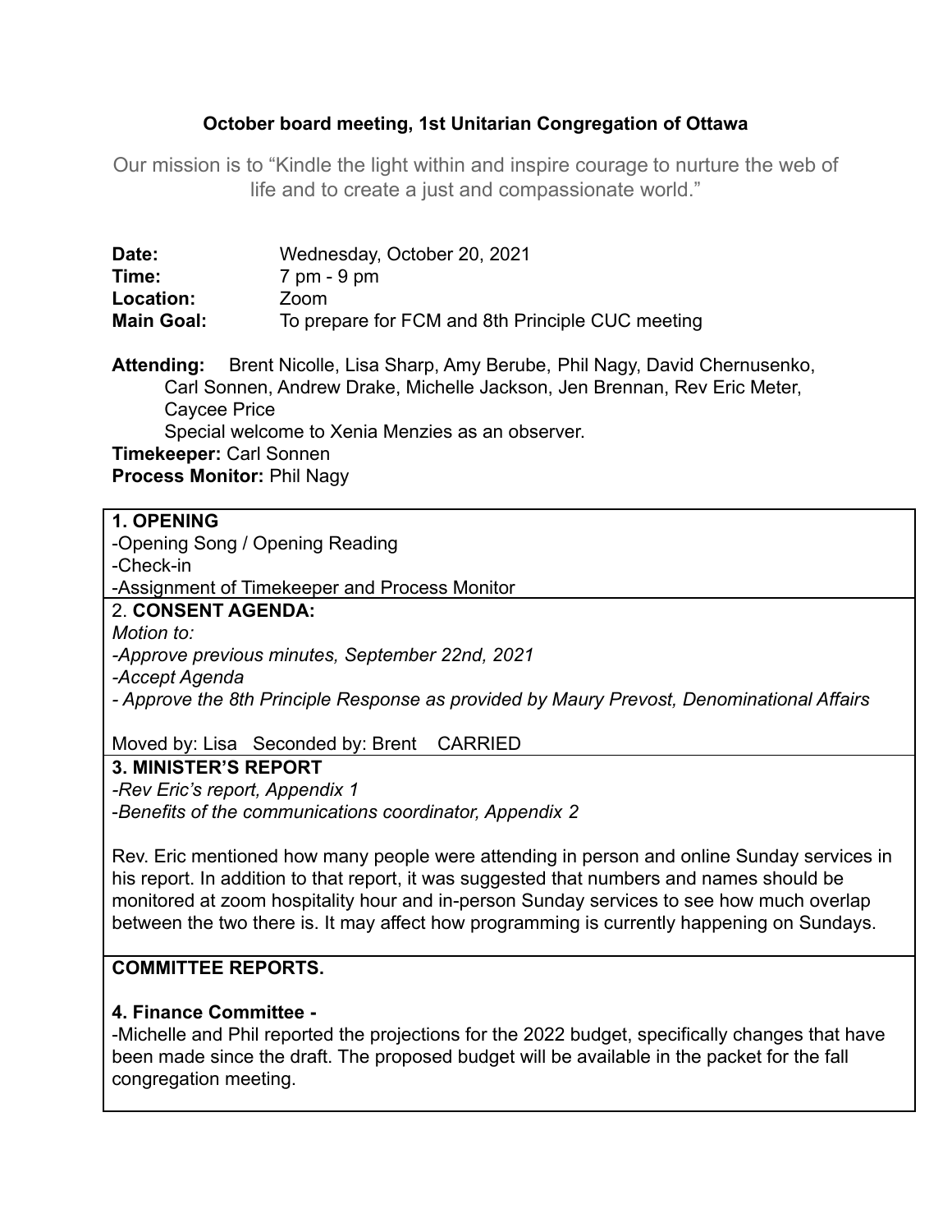# October board meeting, 1st Unitarian Congregation of Ottawa

Our mission is to "Kindle the light within and inspire courage to nurture the web of life and to create a just and compassionate world."

**Date:** Wednesday, October 20, 2021
**Time:** 7 pm - 9 pm
**Location:** Zoom
**Main Goal:** To prepare for FCM and 8th Principle CUC meeting

**Attending:** Brent Nicolle, Lisa Sharp, Amy Berube, Phil Nagy, David Chernusenko, Carl Sonnen, Andrew Drake, Michelle Jackson, Jen Brennan, Rev Eric Meter, Caycee Price
Special welcome to Xenia Menzies as an observer.
**Timekeeper:** Carl Sonnen
**Process Monitor:** Phil Nagy

**1. OPENING**
-Opening Song / Opening Reading
-Check-in
-Assignment of Timekeeper and Process Monitor

2. **CONSENT AGENDA:**
*Motion to:*
*-Approve previous minutes, September 22nd, 2021*
*-Accept Agenda*
*- Approve the 8th Principle Response as provided by Maury Prevost, Denominational Affairs*

Moved by: Lisa Seconded by: Brent CARRIED

**3. MINISTER'S REPORT**
*-Rev Eric's report, Appendix 1*
*-Benefits of the communications coordinator, Appendix 2*

Rev. Eric mentioned how many people were attending in person and online Sunday services in his report. In addition to that report, it was suggested that numbers and names should be monitored at zoom hospitality hour and in-person Sunday services to see how much overlap between the two there is. It may affect how programming is currently happening on Sundays.

**COMMITTEE REPORTS.**

**4. Finance Committee -**
-Michelle and Phil reported the projections for the 2022 budget, specifically changes that have been made since the draft. The proposed budget will be available in the packet for the fall congregation meeting.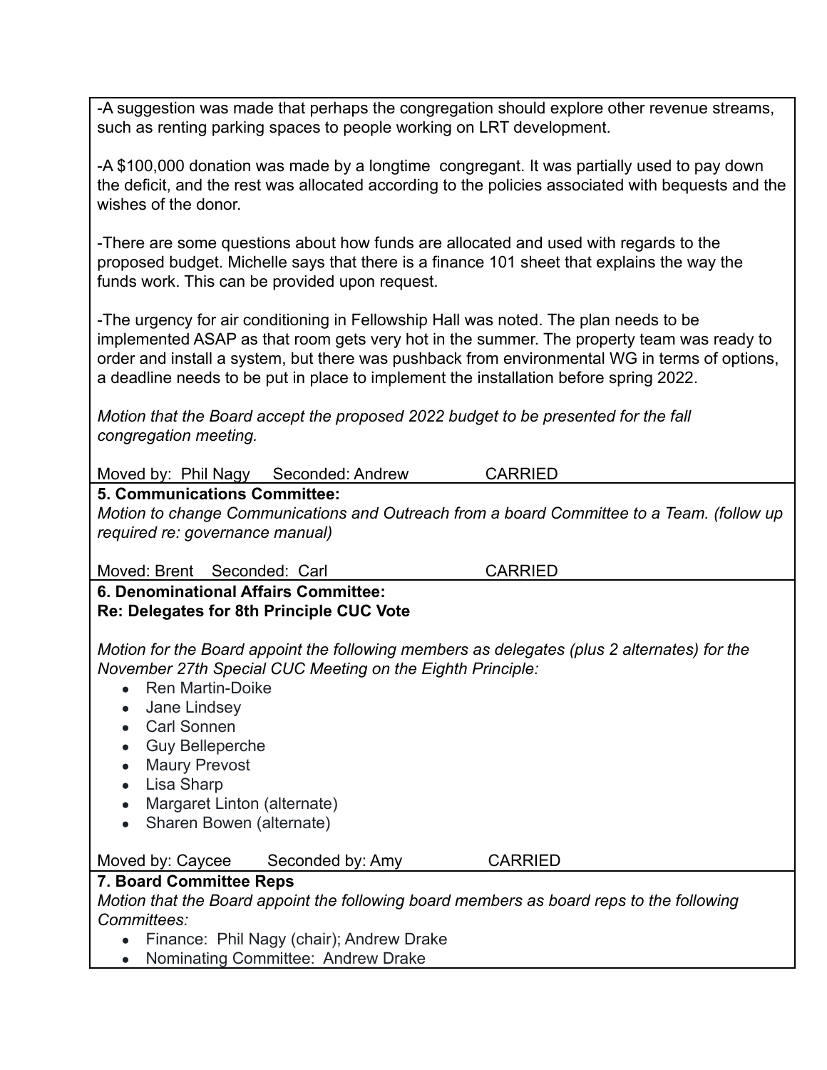-A suggestion was made that perhaps the congregation should explore other revenue streams, such as renting parking spaces to people working on LRT development.

-A $100,000 donation was made by a longtime congregant. It was partially used to pay down the deficit, and the rest was allocated according to the policies associated with bequests and the wishes of the donor.

-There are some questions about how funds are allocated and used with regards to the proposed budget. Michelle says that there is a finance 101 sheet that explains the way the funds work. This can be provided upon request.

-The urgency for air conditioning in Fellowship Hall was noted. The plan needs to be implemented ASAP as that room gets very hot in the summer. The property team was ready to order and install a system, but there was pushback from environmental WG in terms of options, a deadline needs to be put in place to implement the installation before spring 2022.

*Motion that the Board accept the proposed 2022 budget to be presented for the fall congregation meeting.*

Moved by: Phil Nagy Seconded: Andrew CARRIED

**5. Communications Committee:**

*Motion to change Communications and Outreach from a board Committee to a Team. (follow up required re: governance manual)*

Moved: Brent Seconded: Carl CARRIED

**6. Denominational Affairs Committee:**
**Re: Delegates for 8th Principle CUC Vote**

*Motion for the Board appoint the following members as delegates (plus 2 alternates) for the November 27th Special CUC Meeting on the Eighth Principle:*

- Ren Martin-Doike
- Jane Lindsey
- Carl Sonnen
- Guy Belleperche
- Maury Prevost
- Lisa Sharp
- Margaret Linton (alternate)
- Sharen Bowen (alternate)

Moved by: Caycee Seconded by: Amy CARRIED

**7. Board Committee Reps**

*Motion that the Board appoint the following board members as board reps to the following Committees:*

- Finance: Phil Nagy (chair); Andrew Drake
- Nominating Committee: Andrew Drake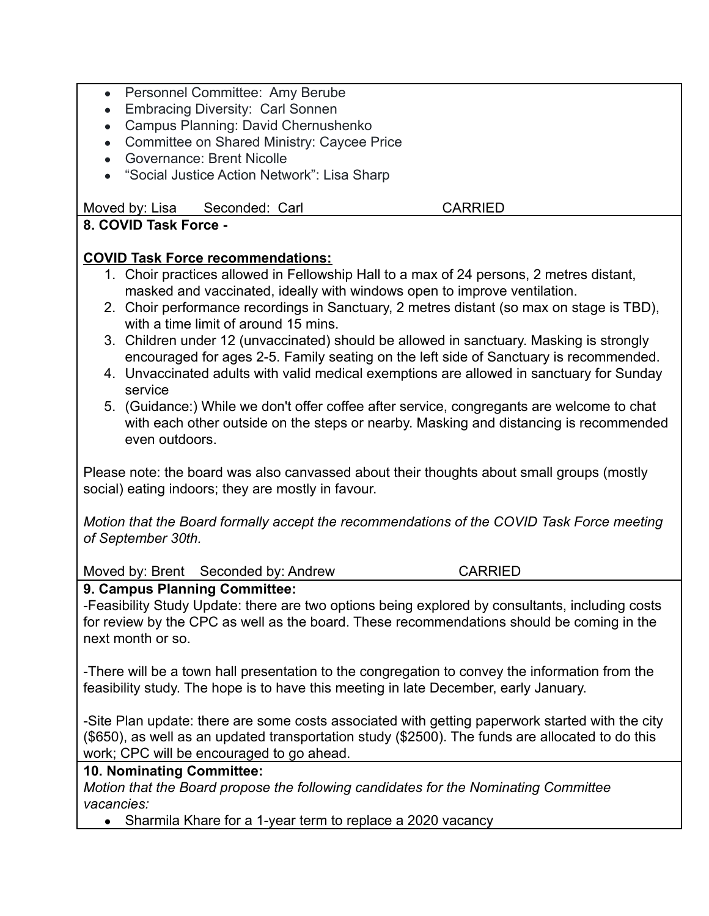- Personnel Committee: Amy Berube
- Embracing Diversity: Carl Sonnen
- Campus Planning: David Chernushenko
- Committee on Shared Ministry: Caycee Price
- Governance: Brent Nicolle
- “Social Justice Action Network”: Lisa Sharp

Moved by: Lisa Seconded: Carl CARRIED

**8. COVID Task Force -**

**COVID Task Force recommendations:**

1. Choir practices allowed in Fellowship Hall to a max of 24 persons, 2 metres distant, masked and vaccinated, ideally with windows open to improve ventilation.
2. Choir performance recordings in Sanctuary, 2 metres distant (so max on stage is TBD), with a time limit of around 15 mins.
3. Children under 12 (unvaccinated) should be allowed in sanctuary. Masking is strongly encouraged for ages 2-5. Family seating on the left side of Sanctuary is recommended.
4. Unvaccinated adults with valid medical exemptions are allowed in sanctuary for Sunday service
5. (Guidance:) While we don't offer coffee after service, congregants are welcome to chat with each other outside on the steps or nearby. Masking and distancing is recommended even outdoors.

Please note: the board was also canvassed about their thoughts about small groups (mostly social) eating indoors; they are mostly in favour.

*Motion that the Board formally accept the recommendations of the COVID Task Force meeting of September 30th.*

Moved by: Brent Seconded by: Andrew CARRIED

**9. Campus Planning Committee:**

-Feasibility Study Update: there are two options being explored by consultants, including costs for review by the CPC as well as the board. These recommendations should be coming in the next month or so.

-There will be a town hall presentation to the congregation to convey the information from the feasibility study. The hope is to have this meeting in late December, early January.

-Site Plan update: there are some costs associated with getting paperwork started with the city ($650), as well as an updated transportation study ($2500). The funds are allocated to do this work; CPC will be encouraged to go ahead.

**10. Nominating Committee:**

*Motion that the Board propose the following candidates for the Nominating Committee vacancies:*

- Sharmila Khare for a 1-year term to replace a 2020 vacancy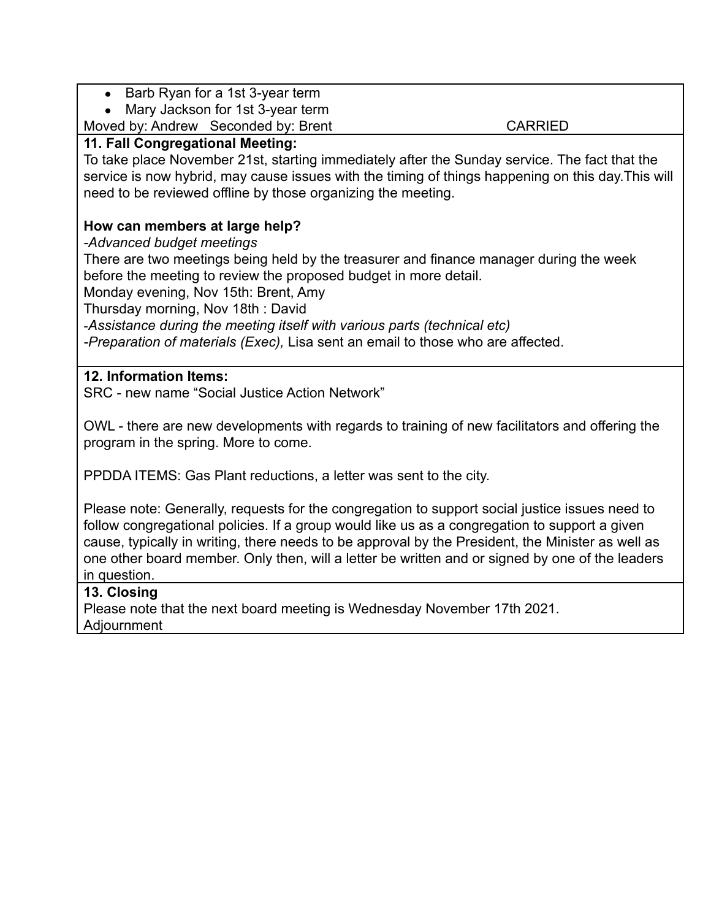- Barb Ryan for a 1st 3-year term
- Mary Jackson for 1st 3-year term

Moved by: Andrew Seconded by: Brent CARRIED

**11. Fall Congregational Meeting:**

To take place November 21st, starting immediately after the Sunday service. The fact that the service is now hybrid, may cause issues with the timing of things happening on this day.This will need to be reviewed offline by those organizing the meeting.

**How can members at large help?**

*-Advanced budget meetings*

There are two meetings being held by the treasurer and finance manager during the week before the meeting to review the proposed budget in more detail.

Monday evening, Nov 15th: Brent, Amy

Thursday morning, Nov 18th : David

*-Assistance during the meeting itself with various parts (technical etc)*

*-Preparation of materials (Exec),* Lisa sent an email to those who are affected.

**12. Information Items:**

SRC - new name "Social Justice Action Network"

OWL - there are new developments with regards to training of new facilitators and offering the program in the spring. More to come.

PPDDA ITEMS: Gas Plant reductions, a letter was sent to the city.

Please note: Generally, requests for the congregation to support social justice issues need to follow congregational policies. If a group would like us as a congregation to support a given cause, typically in writing, there needs to be approval by the President, the Minister as well as one other board member. Only then, will a letter be written and or signed by one of the leaders in question.

**13. Closing**

Please note that the next board meeting is Wednesday November 17th 2021.

Adjournment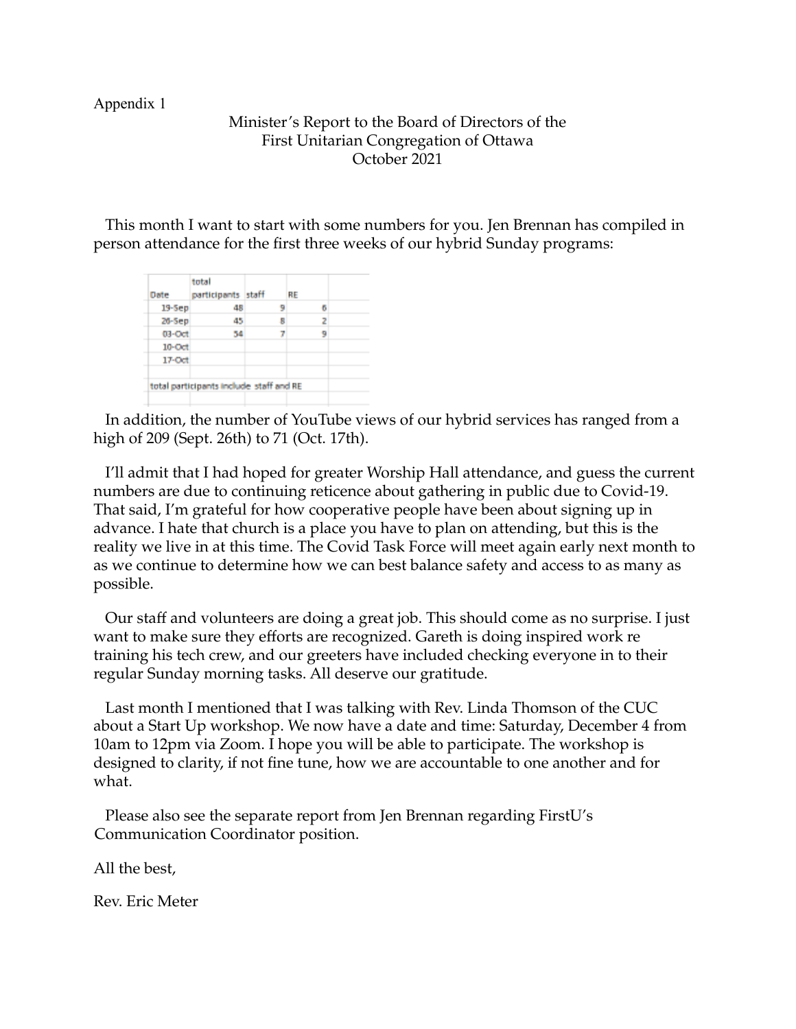Appendix 1

Minister's Report to the Board of Directors of the
First Unitarian Congregation of Ottawa
October 2021

This month I want to start with some numbers for you. Jen Brennan has compiled in person attendance for the first three weeks of our hybrid Sunday programs:

| Date | total participants | staff | RE |
|---|---|---|---|
| 19-Sep | 48 | 9 | 6 |
| 26-Sep | 45 | 8 | 2 |
| 03-Oct | 54 | 7 | 9 |
| 10-Oct | | | |
| 17-Oct | | | |

total participants include staff and RE

In addition, the number of YouTube views of our hybrid services has ranged from a high of 209 (Sept. 26th) to 71 (Oct. 17th).

I'll admit that I had hoped for greater Worship Hall attendance, and guess the current numbers are due to continuing reticence about gathering in public due to Covid-19. That said, I'm grateful for how cooperative people have been about signing up in advance. I hate that church is a place you have to plan on attending, but this is the reality we live in at this time. The Covid Task Force will meet again early next month to as we continue to determine how we can best balance safety and access to as many as possible.

Our staff and volunteers are doing a great job. This should come as no surprise. I just want to make sure they efforts are recognized. Gareth is doing inspired work re training his tech crew, and our greeters have included checking everyone in to their regular Sunday morning tasks. All deserve our gratitude.

Last month I mentioned that I was talking with Rev. Linda Thomson of the CUC about a Start Up workshop. We now have a date and time: Saturday, December 4 from 10am to 12pm via Zoom. I hope you will be able to participate. The workshop is designed to clarity, if not fine tune, how we are accountable to one another and for what.

Please also see the separate report from Jen Brennan regarding FirstU's Communication Coordinator position.

All the best,

Rev. Eric Meter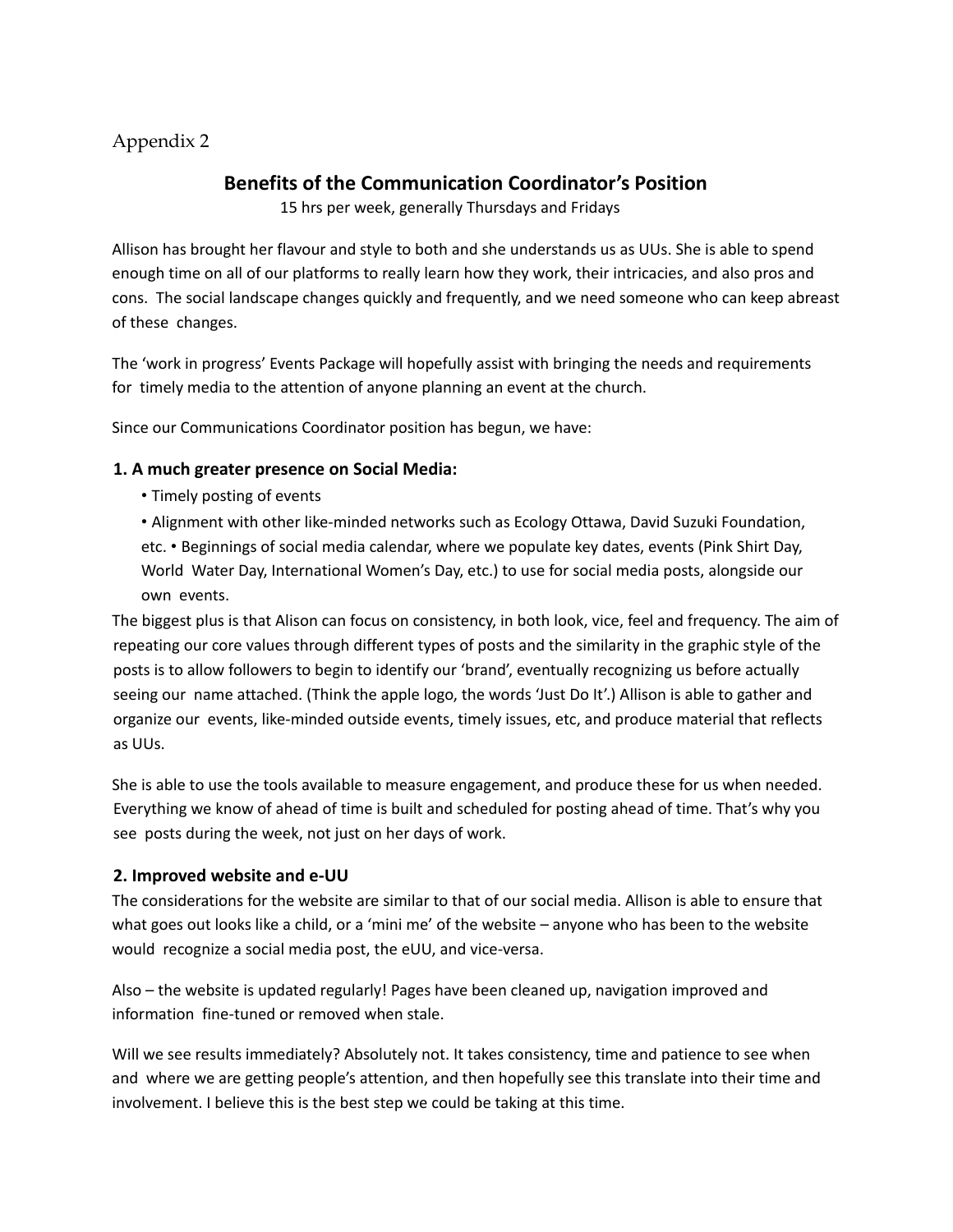Appendix 2

## Benefits of the Communication Coordinator's Position

15 hrs per week, generally Thursdays and Fridays

Allison has brought her flavour and style to both and she understands us as UUs. She is able to spend enough time on all of our platforms to really learn how they work, their intricacies, and also pros and cons. The social landscape changes quickly and frequently, and we need someone who can keep abreast of these changes.

The 'work in progress' Events Package will hopefully assist with bringing the needs and requirements for timely media to the attention of anyone planning an event at the church.

Since our Communications Coordinator position has begun, we have:

### 1. A much greater presence on Social Media:

- Timely posting of events
- Alignment with other like-minded networks such as Ecology Ottawa, David Suzuki Foundation, etc. • Beginnings of social media calendar, where we populate key dates, events (Pink Shirt Day, World Water Day, International Women's Day, etc.) to use for social media posts, alongside our own events.

The biggest plus is that Alison can focus on consistency, in both look, vice, feel and frequency. The aim of repeating our core values through different types of posts and the similarity in the graphic style of the posts is to allow followers to begin to identify our 'brand', eventually recognizing us before actually seeing our name attached. (Think the apple logo, the words 'Just Do It'.) Allison is able to gather and organize our events, like-minded outside events, timely issues, etc, and produce material that reflects as UUs.

She is able to use the tools available to measure engagement, and produce these for us when needed. Everything we know of ahead of time is built and scheduled for posting ahead of time. That's why you see posts during the week, not just on her days of work.

### 2. Improved website and e-UU

The considerations for the website are similar to that of our social media. Allison is able to ensure that what goes out looks like a child, or a 'mini me' of the website – anyone who has been to the website would recognize a social media post, the eUU, and vice-versa.

Also – the website is updated regularly! Pages have been cleaned up, navigation improved and information fine-tuned or removed when stale.

Will we see results immediately? Absolutely not. It takes consistency, time and patience to see when and where we are getting people's attention, and then hopefully see this translate into their time and involvement. I believe this is the best step we could be taking at this time.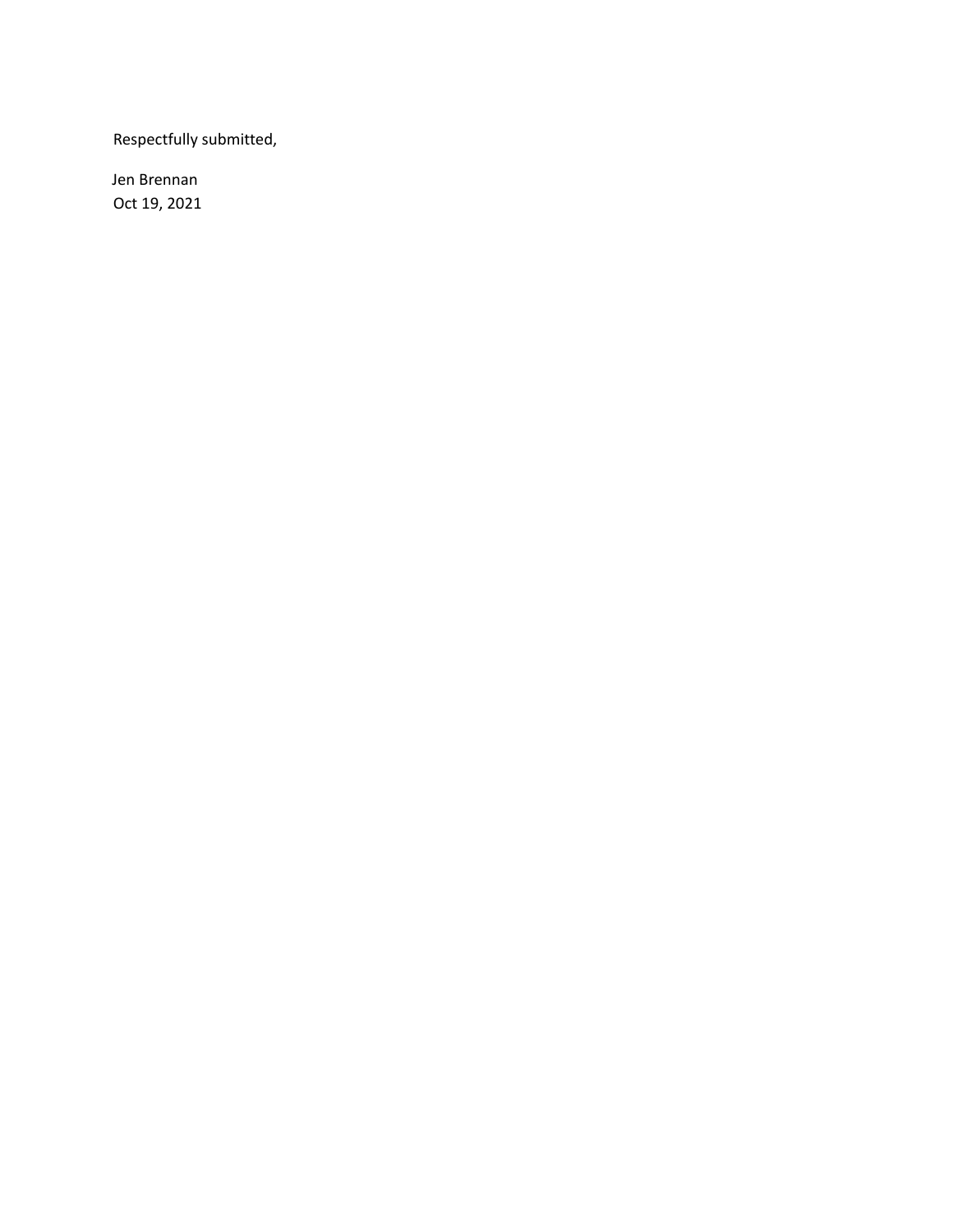Respectfully submitted,

Jen Brennan
Oct 19, 2021